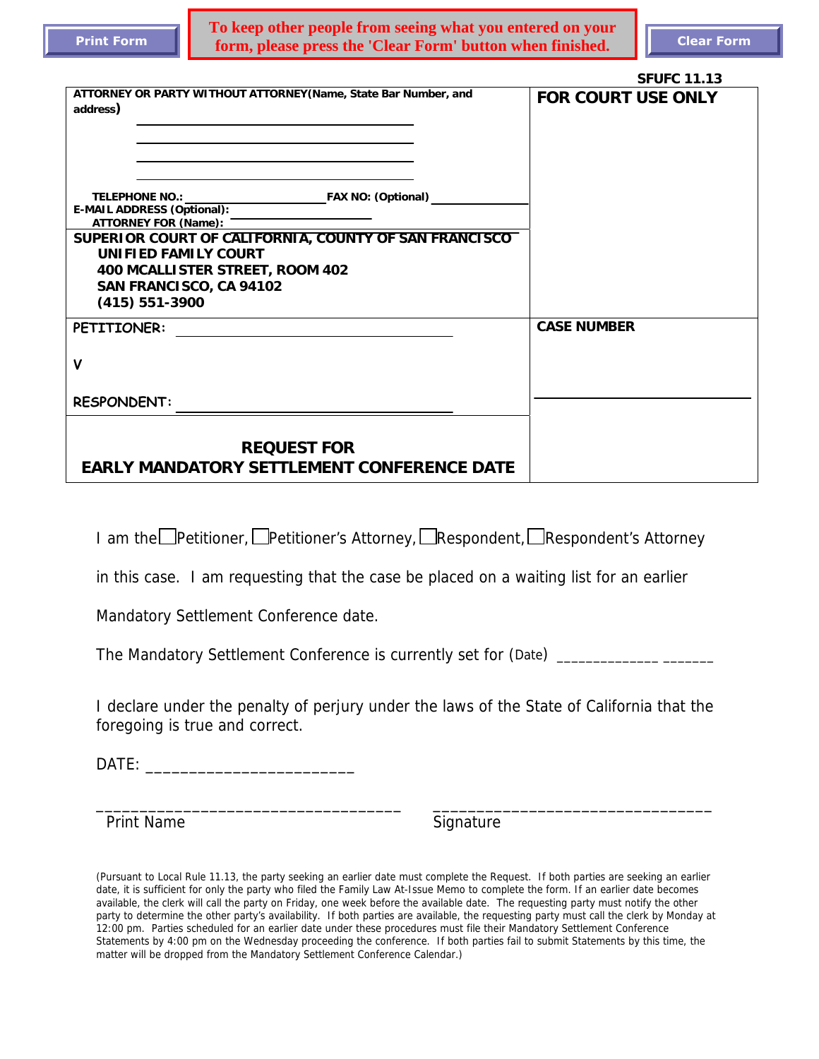Print Form

**To keep other people from seeing what you entered on your form, please press the 'Clear Form' button when finished.**

Clear Form

**SFUFC 11.13**

| ATTORNEY OR PARTY WITHOUT ATTORNEY(Name, State Bar Number, and address) | FOR COURT USE ONLY |
|---|---|
| TELEPHONE NO.: ________ FAX NO: (Optional) ________<br>E-MAIL ADDRESS (Optional): ________<br>ATTORNEY FOR (Name): ________ | |
| **SUPERIOR COURT OF CALIFORNIA, COUNTY OF SAN FRANCISCO**<br>**UNIFIED FAMILY COURT**<br>**400 MCALLISTER STREET, ROOM 402**<br>**SAN FRANCISCO, CA 94102**<br>**(415) 551-3900** | |
| PETITIONER: ________<br><br>V<br><br>RESPONDENT: ________ | **CASE NUMBER**<br><br>________ |
| **REQUEST FOR**<br>**EARLY MANDATORY SETTLEMENT CONFERENCE DATE** | |

I am the ☐ Petitioner, ☐ Petitioner's Attorney, ☐ Respondent, ☐ Respondent's Attorney in this case. I am requesting that the case be placed on a waiting list for an earlier Mandatory Settlement Conference date.

The Mandatory Settlement Conference is currently set for (Date) _____________ _______

I declare under the penalty of perjury under the laws of the State of California that the foregoing is true and correct.

DATE: _______________________

___________________________________ ______________________________

Print Name Signature

(Pursuant to Local Rule 11.13, the party seeking an earlier date must complete the Request. If both parties are seeking an earlier date, it is sufficient for only the party who filed the Family Law At-Issue Memo to complete the form. If an earlier date becomes available, the clerk will call the party on Friday, one week before the available date. The requesting party must notify the other party to determine the other party's availability. If both parties are available, the requesting party must call the clerk by Monday at 12:00 pm. Parties scheduled for an earlier date under these procedures must file their Mandatory Settlement Conference Statements by 4:00 pm on the Wednesday proceeding the conference. If both parties fail to submit Statements by this time, the matter will be dropped from the Mandatory Settlement Conference Calendar.)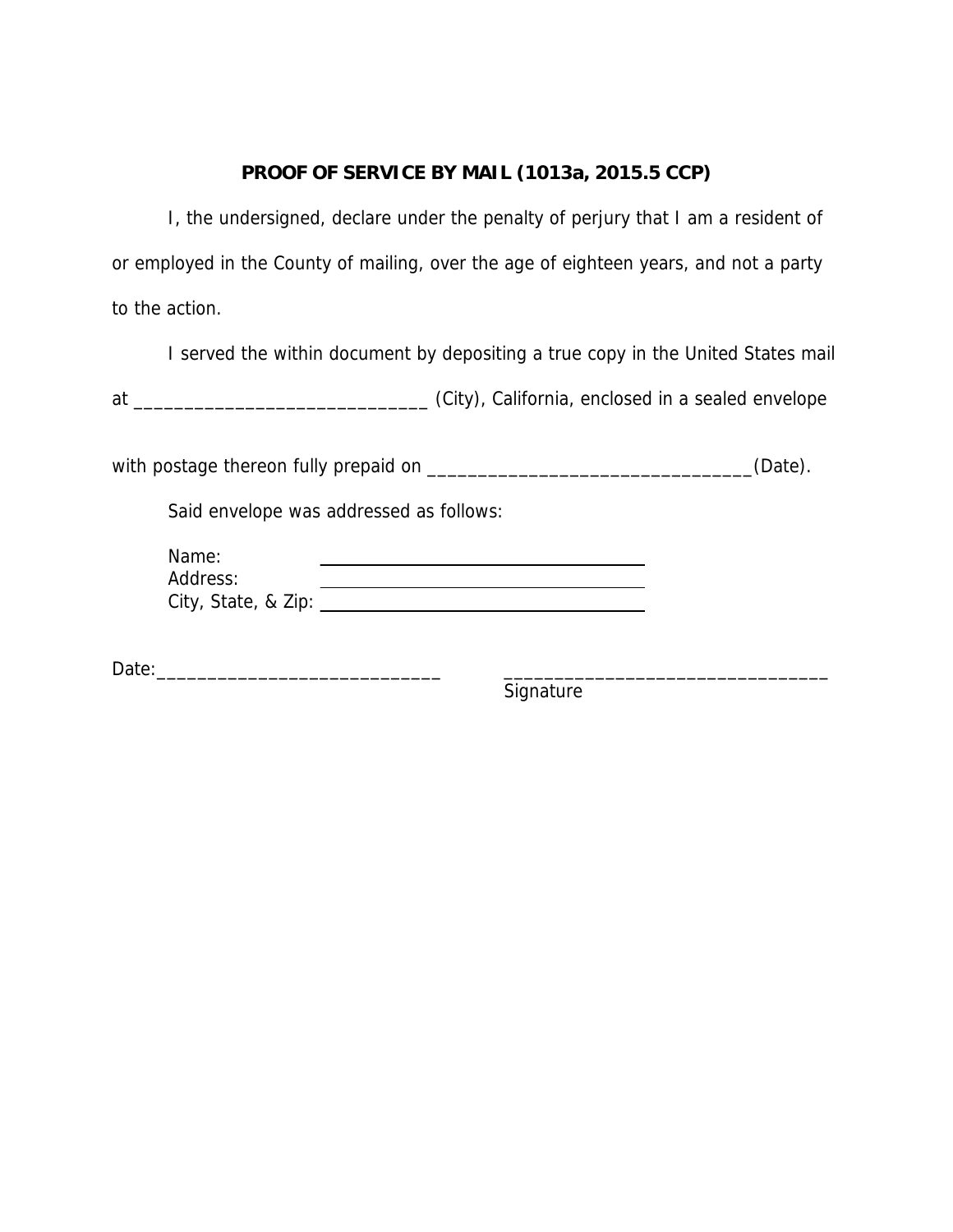## PROOF OF SERVICE BY MAIL (1013a, 2015.5 CCP)

I, the undersigned, declare under the penalty of perjury that I am a resident of or employed in the County of mailing, over the age of eighteen years, and not a party to the action.

I served the within document by depositing a true copy in the United States mail at ______________________________ (City), California, enclosed in a sealed envelope

with postage thereon fully prepaid on _________________________________(Date).

Said envelope was addressed as follows:

Name: ________________________________
Address: ________________________________
City, State, & Zip: ________________________________

Date:_____________________________ _________________________________
Signature